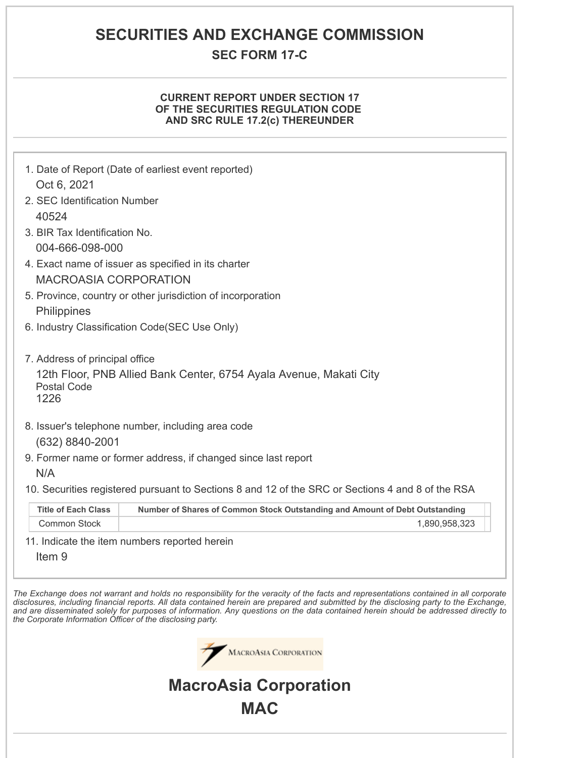# SECURITIES AND EXCHANGE COMMISSION

## SEC FORM 17-C

### CURRENT REPORT UNDER SECTION 17 OF THE SECURITIES REGULATION CODE AND SRC RULE 17.2(c) THEREUNDER

1. Date of Report (Date of earliest event reported)
   Oct 6, 2021
2. SEC Identification Number
   40524
3. BIR Tax Identification No.
   004-666-098-000
4. Exact name of issuer as specified in its charter
   MACROASIA CORPORATION
5. Province, country or other jurisdiction of incorporation
   Philippines
6. Industry Classification Code(SEC Use Only)

7. Address of principal office
   12th Floor, PNB Allied Bank Center, 6754 Ayala Avenue, Makati City
   Postal Code
   1226
8. Issuer's telephone number, including area code
   (632) 8840-2001
9. Former name or former address, if changed since last report
   N/A
10. Securities registered pursuant to Sections 8 and 12 of the SRC or Sections 4 and 8 of the RSA

| Title of Each Class | Number of Shares of Common Stock Outstanding and Amount of Debt Outstanding |
|---|---|
| Common Stock | 1,890,958,323 |

11. Indicate the item numbers reported herein
    Item 9

*The Exchange does not warrant and holds no responsibility for the veracity of the facts and representations contained in all corporate disclosures, including financial reports. All data contained herein are prepared and submitted by the disclosing party to the Exchange, and are disseminated solely for purposes of information. Any questions on the data contained herein should be addressed directly to the Corporate Information Officer of the disclosing party.*

MacroAsia Corporation

## MacroAsia Corporation

## MAC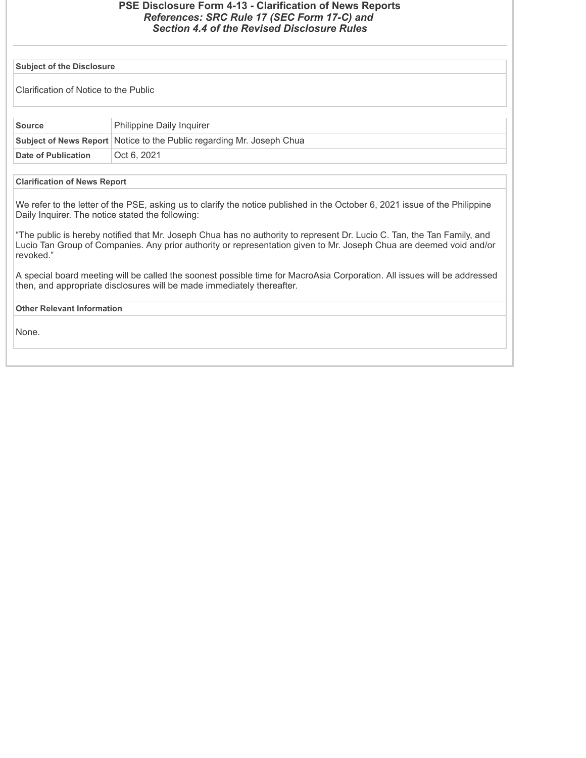# PSE Disclosure Form 4-13 - Clarification of News Reports

***References: SRC Rule 17 (SEC Form 17-C) and Section 4.4 of the Revised Disclosure Rules***

**Subject of the Disclosure**

Clarification of Notice to the Public

| | |
|---|---|
| **Source** | Philippine Daily Inquirer |
| **Subject of News Report** | Notice to the Public regarding Mr. Joseph Chua |
| **Date of Publication** | Oct 6, 2021 |

**Clarification of News Report**

We refer to the letter of the PSE, asking us to clarify the notice published in the October 6, 2021 issue of the Philippine Daily Inquirer. The notice stated the following:

"The public is hereby notified that Mr. Joseph Chua has no authority to represent Dr. Lucio C. Tan, the Tan Family, and Lucio Tan Group of Companies. Any prior authority or representation given to Mr. Joseph Chua are deemed void and/or revoked."

A special board meeting will be called the soonest possible time for MacroAsia Corporation. All issues will be addressed then, and appropriate disclosures will be made immediately thereafter.

**Other Relevant Information**

None.